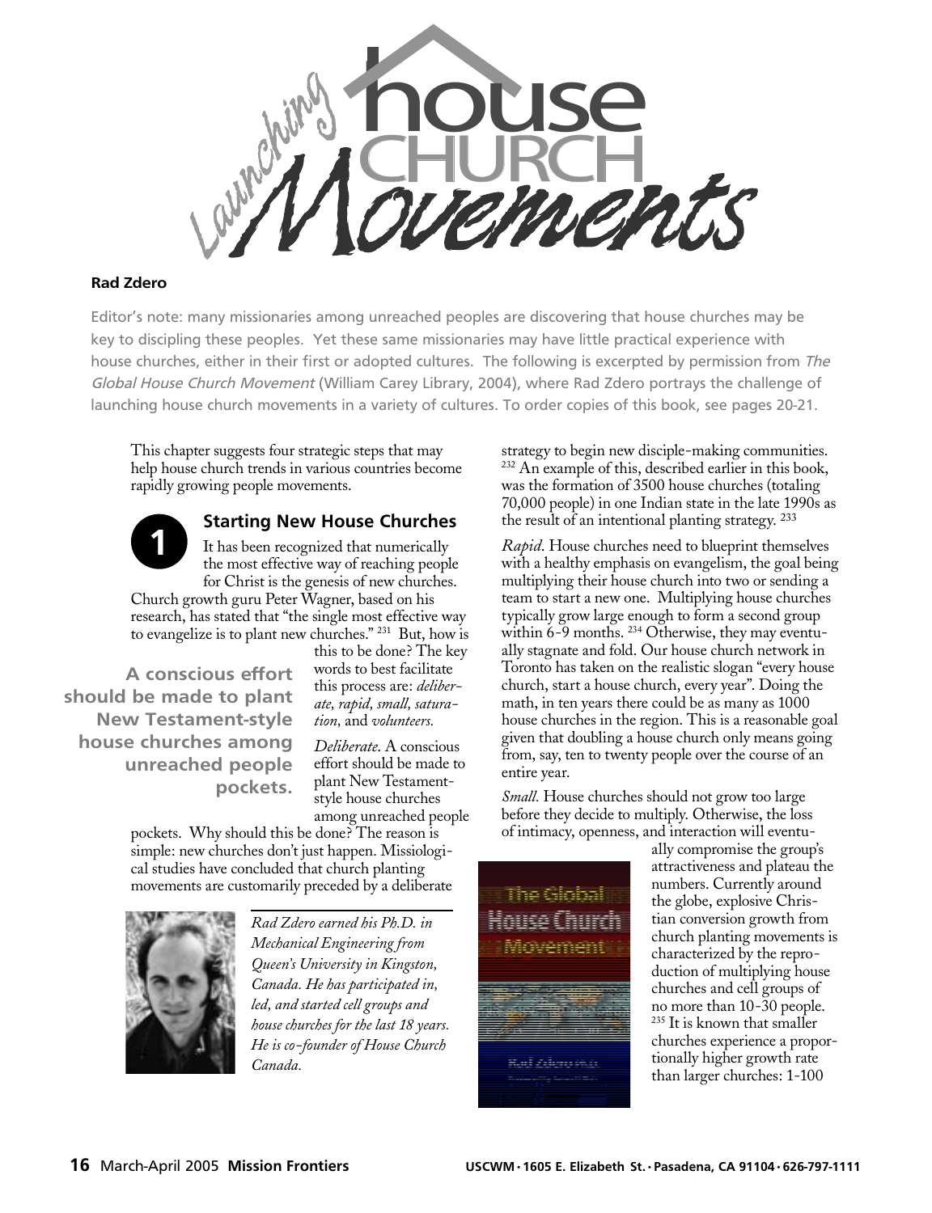# Launching House Church Movements

**Rad Zdero**

Editor's note: many missionaries among unreached peoples are discovering that house churches may be key to discipling these peoples. Yet these same missionaries may have little practical experience with house churches, either in their first or adopted cultures. The following is excerpted by permission from *The Global House Church Movement* (William Carey Library, 2004), where Rad Zdero portrays the challenge of launching house church movements in a variety of cultures. To order copies of this book, see pages 20-21.

This chapter suggests four strategic steps that may help house church trends in various countries become rapidly growing people movements.

## 1 Starting New House Churches

It has been recognized that numerically the most effective way of reaching people for Christ is the genesis of new churches. Church growth guru Peter Wagner, based on his research, has stated that "the single most effective way to evangelize is to plant new churches." [231] But, how is this to be done? The key words to best facilitate this process are: *deliberate, rapid, small, saturation,* and *volunteers.*

**A conscious effort should be made to plant New Testament-style house churches among unreached people pockets.**

*Deliberate.* A conscious effort should be made to plant New Testament-style house churches among unreached people pockets. Why should this be done? The reason is simple: new churches don't just happen. Missiological studies have concluded that church planting movements are customarily preceded by a deliberate strategy to begin new disciple-making communities. [232] An example of this, described earlier in this book, was the formation of 3500 house churches (totaling 70,000 people) in one Indian state in the late 1990s as the result of an intentional planting strategy. [233]

*Rad Zdero earned his Ph.D. in Mechanical Engineering from Queen's University in Kingston, Canada. He has participated in, led, and started cell groups and house churches for the last 18 years. He is co-founder of House Church Canada.*

*Rapid.* House churches need to blueprint themselves with a healthy emphasis on evangelism, the goal being multiplying their house church into two or sending a team to start a new one. Multiplying house churches typically grow large enough to form a second group within 6-9 months. [234] Otherwise, they may eventually stagnate and fold. Our house church network in Toronto has taken on the realistic slogan "every house church, start a house church, every year". Doing the math, in ten years there could be as many as 1000 house churches in the region. This is a reasonable goal given that doubling a house church only means going from, say, ten to twenty people over the course of an entire year.

*Small.* House churches should not grow too large before they decide to multiply. Otherwise, the loss of intimacy, openness, and interaction will eventually compromise the group's attractiveness and plateau the numbers. Currently around the globe, explosive Christian conversion growth from church planting movements is characterized by the reproduction of multiplying house churches and cell groups of no more than 10-30 people. [235] It is known that smaller churches experience a proportionally higher growth rate than larger churches: 1-100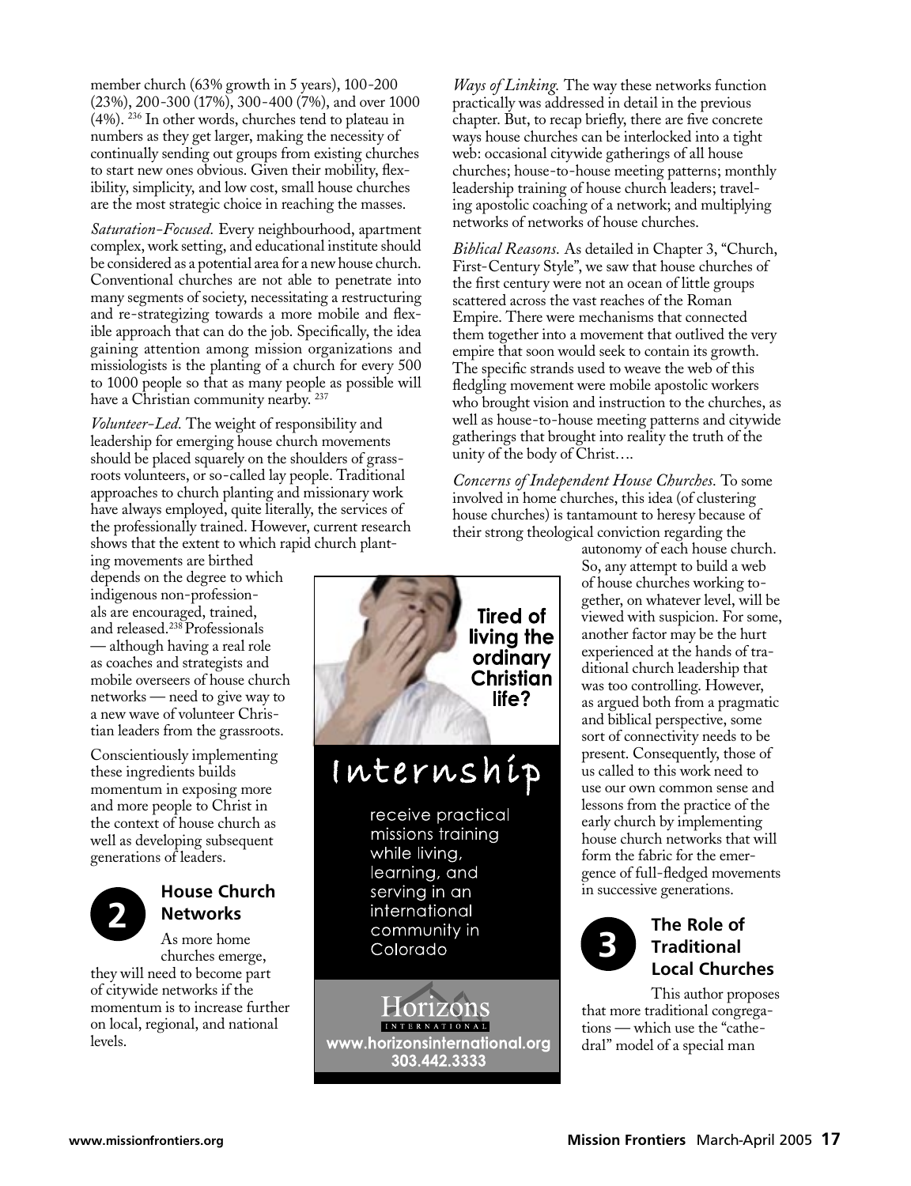member church (63% growth in 5 years), 100-200 (23%), 200-300 (17%), 300-400 (7%), and over 1000 (4%).[236] In other words, churches tend to plateau in numbers as they get larger, making the necessity of continually sending out groups from existing churches to start new ones obvious. Given their mobility, flexibility, simplicity, and low cost, small house churches are the most strategic choice in reaching the masses.

*Saturation-Focused.* Every neighbourhood, apartment complex, work setting, and educational institute should be considered as a potential area for a new house church. Conventional churches are not able to penetrate into many segments of society, necessitating a restructuring and re-strategizing towards a more mobile and flexible approach that can do the job. Specifically, the idea gaining attention among mission organizations and missiologists is the planting of a church for every 500 to 1000 people so that as many people as possible will have a Christian community nearby.[237]

*Volunteer-Led.* The weight of responsibility and leadership for emerging house church movements should be placed squarely on the shoulders of grassroots volunteers, or so-called lay people. Traditional approaches to church planting and missionary work have always employed, quite literally, the services of the professionally trained. However, current research shows that the extent to which rapid church planting movements are birthed depends on the degree to which indigenous non-professionals are encouraged, trained, and released.[238] Professionals — although having a real role as coaches and strategists and mobile overseers of house church networks — need to give way to a new wave of volunteer Christian leaders from the grassroots.

Conscientiously implementing these ingredients builds momentum in exposing more and more people to Christ in the context of house church as well as developing subsequent generations of leaders.

## 2 House Church Networks

As more home churches emerge, they will need to become part of citywide networks if the momentum is to increase further on local, regional, and national levels.

*Ways of Linking.* The way these networks function practically was addressed in detail in the previous chapter. But, to recap briefly, there are five concrete ways house churches can be interlocked into a tight web: occasional citywide gatherings of all house churches; house-to-house meeting patterns; monthly leadership training of house church leaders; traveling apostolic coaching of a network; and multiplying networks of networks of house churches.

*Biblical Reasons.* As detailed in Chapter 3, "Church, First-Century Style", we saw that house churches of the first century were not an ocean of little groups scattered across the vast reaches of the Roman Empire. There were mechanisms that connected them together into a movement that outlived the very empire that soon would seek to contain its growth. The specific strands used to weave the web of this fledgling movement were mobile apostolic workers who brought vision and instruction to the churches, as well as house-to-house meeting patterns and citywide gatherings that brought into reality the truth of the unity of the body of Christ….

*Concerns of Independent House Churches.* To some involved in home churches, this idea (of clustering house churches) is tantamount to heresy because of their strong theological conviction regarding the autonomy of each house church. So, any attempt to build a web of house churches working together, on whatever level, will be viewed with suspicion. For some, another factor may be the hurt experienced at the hands of traditional church leadership that was too controlling. However, as argued both from a pragmatic and biblical perspective, some sort of connectivity needs to be present. Consequently, those of us called to this work need to use our own common sense and lessons from the practice of the early church by implementing house church networks that will form the fabric for the emergence of full-fledged movements in successive generations.

## 3 The Role of Traditional Local Churches

This author proposes that more traditional congregations — which use the "cathedral" model of a special man

Tired of living the ordinary Christian life?

Internship

receive practical missions training while living, learning, and serving in an international community in Colorado

Horizons International
www.horizonsinternational.org
303.442.3333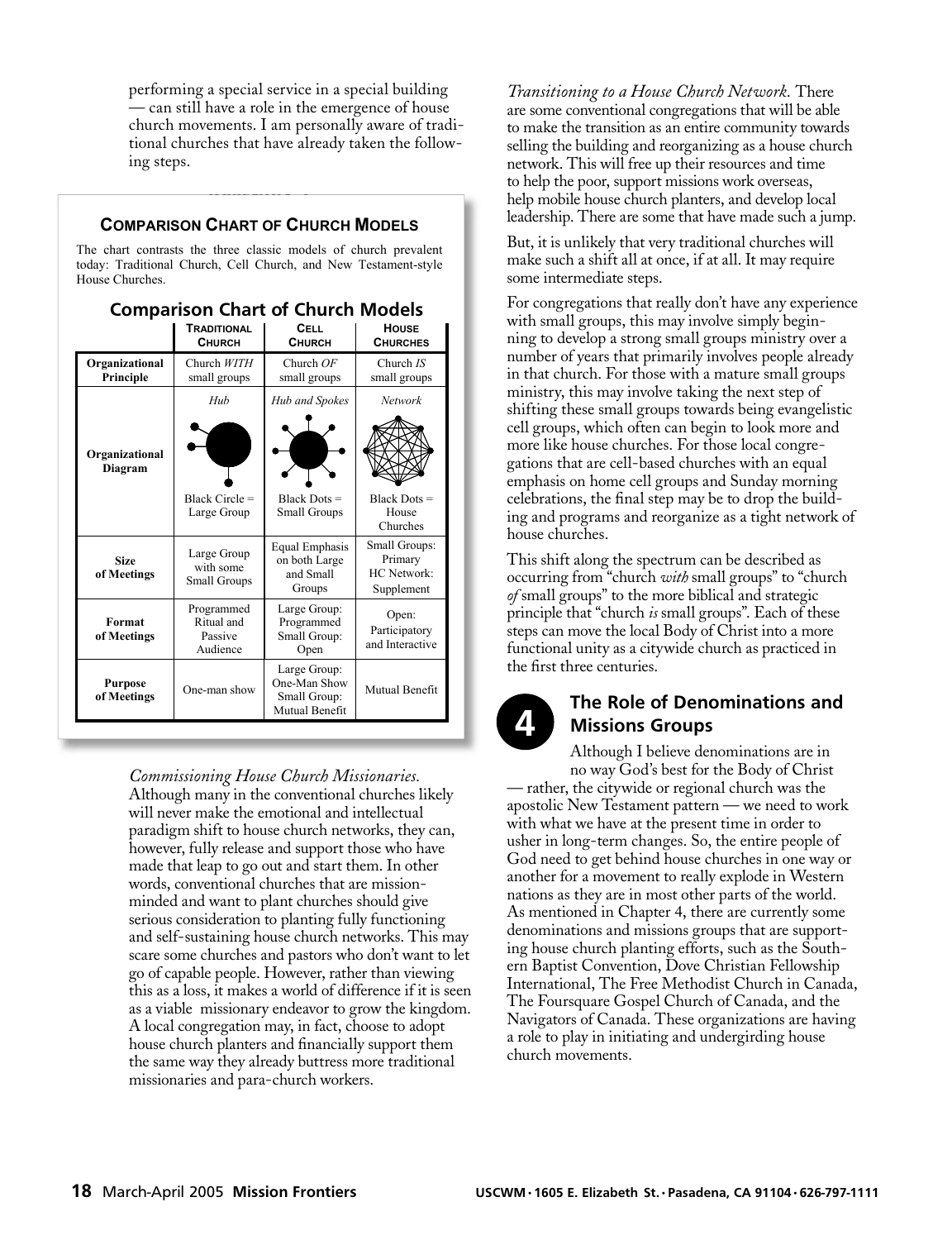performing a special service in a special building — can still have a role in the emergence of house church movements. I am personally aware of traditional churches that have already taken the following steps.

### Comparison Chart of Church Models

The chart contrasts the three classic models of church prevalent today: Traditional Church, Cell Church, and New Testament-style House Churches.

**Comparison Chart of Church Models**

| | Traditional Church | Cell Church | House Churches |
|---|---|---|---|
| **Organizational Principle** | Church *WITH* small groups | Church *OF* small groups | Church *IS* small groups |
| **Organizational Diagram** | *Hub* Black Circle = Large Group | *Hub and Spokes* Black Dots = Small Groups | *Network* Black Dots = House Churches |
| **Size of Meetings** | Large Group with some Small Groups | Equal Emphasis on both Large and Small Groups | Small Groups: Primary HC Network: Supplement |
| **Format of Meetings** | Programmed Ritual and Passive Audience | Large Group: Programmed Small Group: Open | Open: Participatory and Interactive |
| **Purpose of Meetings** | One-man show | Large Group: One-Man Show Small Group: Mutual Benefit | Mutual Benefit |

*Commissioning House Church Missionaries.* Although many in the conventional churches likely will never make the emotional and intellectual paradigm shift to house church networks, they can, however, fully release and support those who have made that leap to go out and start them. In other words, conventional churches that are mission-minded and want to plant churches should give serious consideration to planting fully functioning and self-sustaining house church networks. This may scare some churches and pastors who don't want to let go of capable people. However, rather than viewing this as a loss, it makes a world of difference if it is seen as a viable missionary endeavor to grow the kingdom. A local congregation may, in fact, choose to adopt house church planters and financially support them the same way they already buttress more traditional missionaries and para-church workers.

*Transitioning to a House Church Network.* There are some conventional congregations that will be able to make the transition as an entire community towards selling the building and reorganizing as a house church network. This will free up their resources and time to help the poor, support missions work overseas, help mobile house church planters, and develop local leadership. There are some that have made such a jump.

But, it is unlikely that very traditional churches will make such a shift all at once, if at all. It may require some intermediate steps.

For congregations that really don't have any experience with small groups, this may involve simply beginning to develop a strong small groups ministry over a number of years that primarily involves people already in that church. For those with a mature small groups ministry, this may involve taking the next step of shifting these small groups towards being evangelistic cell groups, which often can begin to look more and more like house churches. For those local congregations that are cell-based churches with an equal emphasis on home cell groups and Sunday morning celebrations, the final step may be to drop the building and programs and reorganize as a tight network of house churches.

This shift along the spectrum can be described as occurring from "church *with* small groups" to "church *of* small groups" to the more biblical and strategic principle that "church *is* small groups". Each of these steps can move the local Body of Christ into a more functional unity as a citywide church as practiced in the first three centuries.

## 4 The Role of Denominations and Missions Groups

Although I believe denominations are in no way God's best for the Body of Christ — rather, the citywide or regional church was the apostolic New Testament pattern — we need to work with what we have at the present time in order to usher in long-term changes. So, the entire people of God need to get behind house churches in one way or another for a movement to really explode in Western nations as they are in most other parts of the world. As mentioned in Chapter 4, there are currently some denominations and missions groups that are supporting house church planting efforts, such as the Southern Baptist Convention, Dove Christian Fellowship International, The Free Methodist Church in Canada, The Foursquare Gospel Church of Canada, and the Navigators of Canada. These organizations are having a role to play in initiating and undergirding house church movements.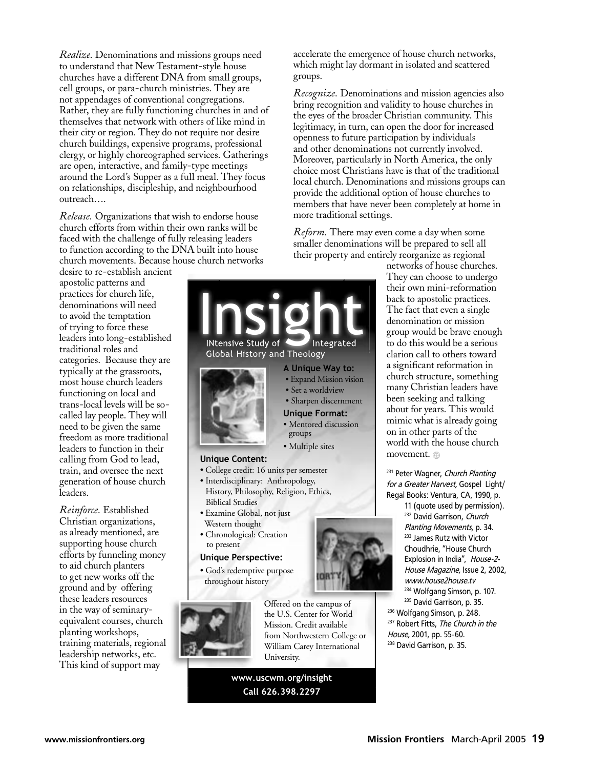*Realize.* Denominations and missions groups need to understand that New Testament-style house churches have a different DNA from small groups, cell groups, or para-church ministries. They are not appendages of conventional congregations. Rather, they are fully functioning churches in and of themselves that network with others of like mind in their city or region. They do not require nor desire church buildings, expensive programs, professional clergy, or highly choreographed services. Gatherings are open, interactive, and family-type meetings around the Lord's Supper as a full meal. They focus on relationships, discipleship, and neighbourhood outreach….

*Release.* Organizations that wish to endorse house church efforts from within their own ranks will be faced with the challenge of fully releasing leaders to function according to the DNA built into house church movements. Because house church networks desire to re-establish ancient apostolic patterns and practices for church life, denominations will need to avoid the temptation of trying to force these leaders into long-established traditional roles and categories. Because they are typically at the grassroots, most house church leaders functioning on local and trans-local levels will be so-called lay people. They will need to be given the same freedom as more traditional leaders to function in their calling from God to lead, train, and oversee the next generation of house church leaders.

*Reinforce.* Established Christian organizations, as already mentioned, are supporting house church efforts by funneling money to aid church planters to get new works off the ground and by offering these leaders resources in the way of seminary-equivalent courses, church planting workshops, training materials, regional leadership networks, etc. This kind of support may accelerate the emergence of house church networks, which might lay dormant in isolated and scattered groups.

*Recognize.* Denominations and mission agencies also bring recognition and validity to house churches in the eyes of the broader Christian community. This legitimacy, in turn, can open the door for increased openness to future participation by individuals and other denominations not currently involved. Moreover, particularly in North America, the only choice most Christians have is that of the traditional local church. Denominations and missions groups can provide the additional option of house churches to members that have never been completely at home in more traditional settings.

*Reform.* There may even come a day when some smaller denominations will be prepared to sell all their property and entirely reorganize as regional networks of house churches. They can choose to undergo their own mini-reformation back to apostolic practices. The fact that even a single denomination or mission group would be brave enough to do this would be a serious clarion call to others toward a significant reformation in church structure, something many Christian leaders have been seeking and talking about for years. This would mimic what is already going on in other parts of the world with the house church movement.

[231] Peter Wagner, *Church Planting for a Greater Harvest,* Gospel Light/ Regal Books: Ventura, CA, 1990, p. 11 (quote used by permission).
[232] David Garrison, *Church Planting Movements,* p. 34.
[233] James Rutz with Victor Choudhrie, "House Church Explosion in India", *House-2-House Magazine,* Issue 2, 2002, *www.house2house.tv*
[234] Wolfgang Simson, p. 107.
[235] David Garrison, p. 35.
[236] Wolfgang Simson, p. 248.
[237] Robert Fitts, *The Church in the House,* 2001, pp. 55-60.
[238] David Garrison, p. 35.

---

# Insight

INtensive Study of Integrated Global History and Theology

**A Unique Way to:**
- Expand Mission vision
- Set a worldview
- Sharpen discernment

**Unique Format:**
- Mentored discussion groups
- Multiple sites

**Unique Content:**
- College credit: 16 units per semester
- Interdisciplinary: Anthropology, History, Philosophy, Religion, Ethics, Biblical Studies
- Examine Global, not just Western thought
- Chronological: Creation to present

**Unique Perspective:**
- God's redemptive purpose throughout history

Offered on the campus of the U.S. Center for World Mission. Credit available from Northwestern College or William Carey International University.

**www.uscwm.org/insight**
**Call 626.398.2297**